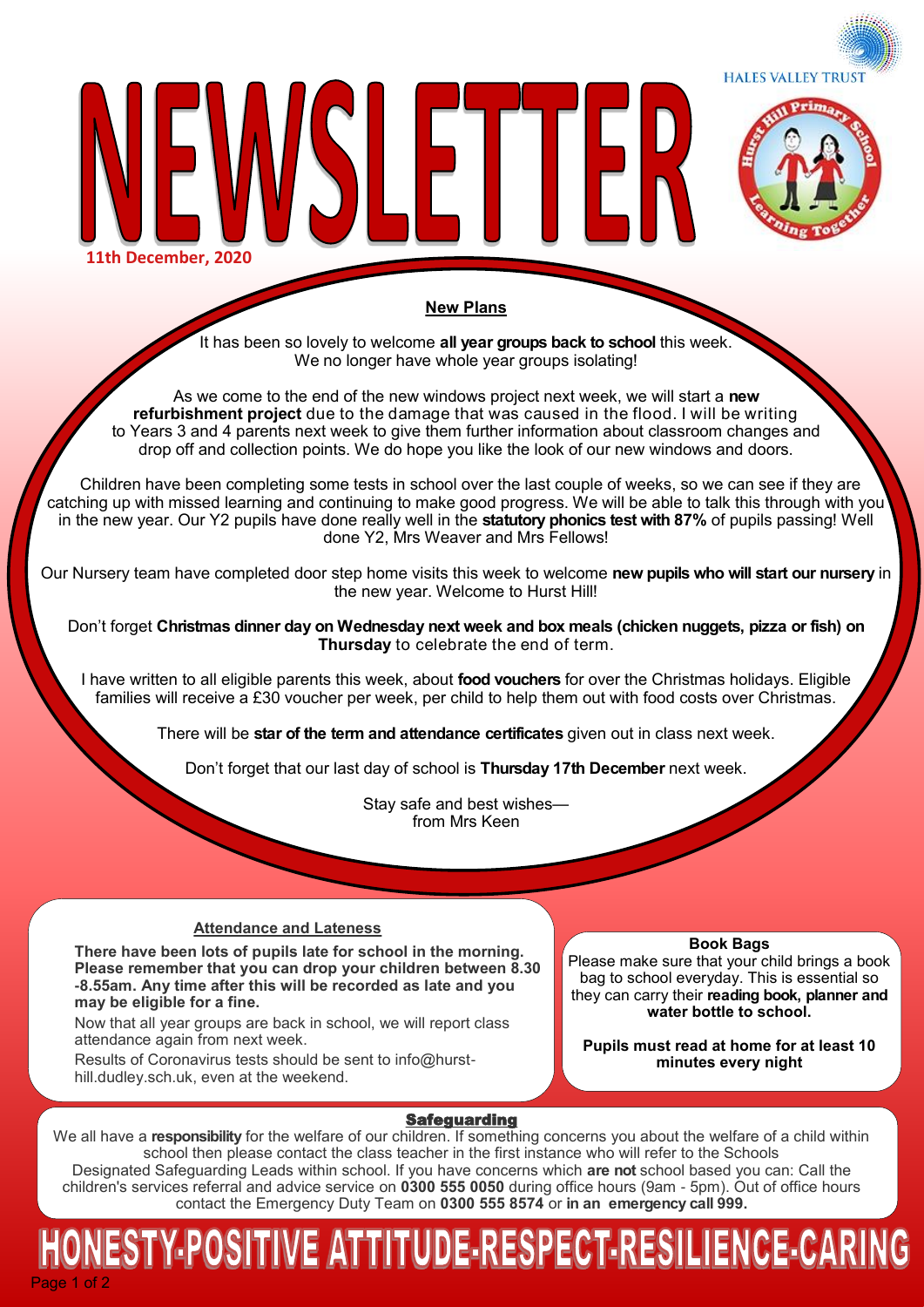HALES VALLEY TRUST

# NEWSLETTER

11th December, 2020

## New Plans

It has been so lovely to welcome **all year groups back to school** this week. We no longer have whole year groups isolating!

As we come to the end of the new windows project next week, we will start a **new refurbishment project** due to the damage that was caused in the flood. I will be writing to Years 3 and 4 parents next week to give them further information about classroom changes and drop off and collection points. We do hope you like the look of our new windows and doors.

Children have been completing some tests in school over the last couple of weeks, so we can see if they are catching up with missed learning and continuing to make good progress. We will be able to talk this through with you in the new year. Our Y2 pupils have done really well in the **statutory phonics test with 87%** of pupils passing! Well done Y2, Mrs Weaver and Mrs Fellows!

Our Nursery team have completed door step home visits this week to welcome **new pupils who will start our nursery** in the new year. Welcome to Hurst Hill!

Don't forget **Christmas dinner day on Wednesday next week and box meals (chicken nuggets, pizza or fish) on Thursday** to celebrate the end of term.

I have written to all eligible parents this week, about **food vouchers** for over the Christmas holidays. Eligible families will receive a £30 voucher per week, per child to help them out with food costs over Christmas.

There will be **star of the term and attendance certificates** given out in class next week.

Don't forget that our last day of school is **Thursday 17th December** next week.

Stay safe and best wishes—
from Mrs Keen

## Attendance and Lateness

**There have been lots of pupils late for school in the morning. Please remember that you can drop your children between 8.30 -8.55am. Any time after this will be recorded as late and you may be eligible for a fine.**

Now that all year groups are back in school, we will report class attendance again from next week.

Results of Coronavirus tests should be sent to info@hurst-hill.dudley.sch.uk, even at the weekend.

## Book Bags

Please make sure that your child brings a book bag to school everyday. This is essential so they can carry their **reading book, planner and water bottle to school.**

**Pupils must read at home for at least 10 minutes every night**

## Safeguarding

We all have a **responsibility** for the welfare of our children. If something concerns you about the welfare of a child within school then please contact the class teacher in the first instance who will refer to the Schools Designated Safeguarding Leads within school. If you have concerns which **are not** school based you can: Call the children's services referral and advice service on **0300 555 0050** during office hours (9am - 5pm). Out of office hours contact the Emergency Duty Team on **0300 555 8574** or **in an emergency call 999.**

**HONESTY-POSITIVE ATTITUDE-RESPECT-RESILIENCE-CARING**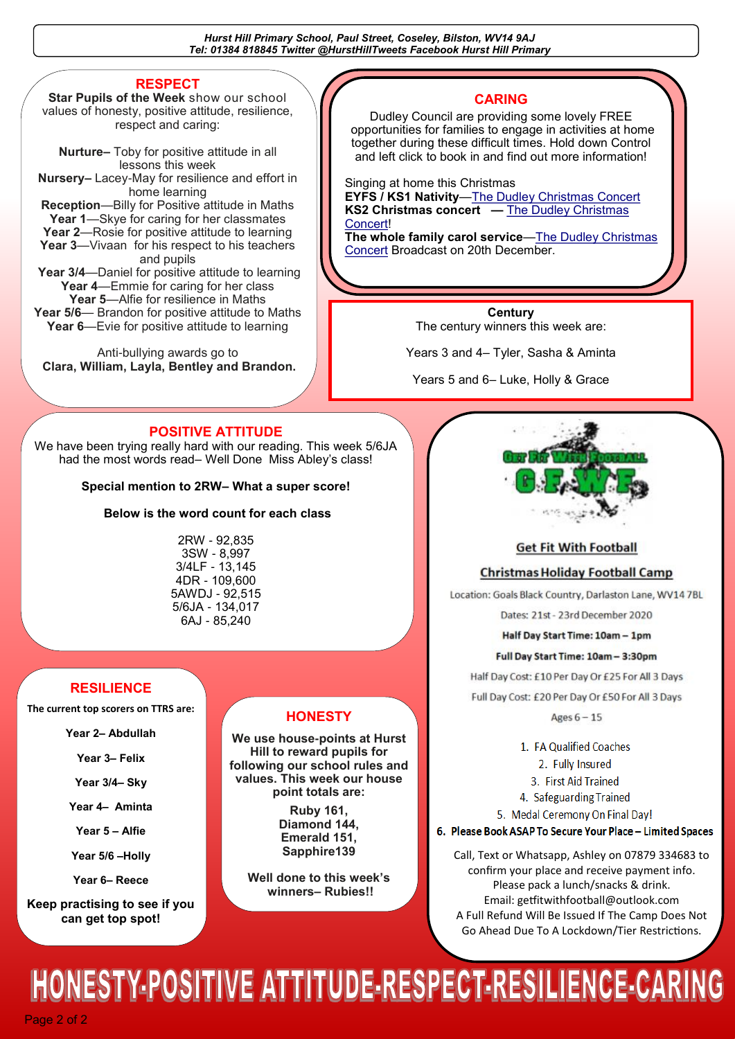*Hurst Hill Primary School, Paul Street, Coseley, Bilston, WV14 9AJ*
*Tel: 01384 818845 Twitter @HurstHillTweets Facebook Hurst Hill Primary*

## RESPECT

**Star Pupils of the Week** show our school values of honesty, positive attitude, resilience, respect and caring:

**Nurture–** Toby for positive attitude in all lessons this week
**Nursery–** Lacey-May for resilience and effort in home learning
**Reception**—Billy for Positive attitude in Maths
**Year 1**—Skye for caring for her classmates
**Year 2**—Rosie for positive attitude to learning
**Year 3**—Vivaan for his respect to his teachers and pupils
**Year 3/4**—Daniel for positive attitude to learning
**Year 4**—Emmie for caring for her class
**Year 5**—Alfie for resilience in Maths
**Year 5/6**— Brandon for positive attitude to Maths
**Year 6**—Evie for positive attitude to learning

Anti-bullying awards go to
**Clara, William, Layla, Bentley and Brandon.**

## CARING

Dudley Council are providing some lovely FREE opportunities for families to engage in activities at home together during these difficult times. Hold down Control and left click to book in and find out more information!

Singing at home this Christmas
**EYFS / KS1 Nativity**—The Dudley Christmas Concert
**KS2 Christmas concert —** The Dudley Christmas Concert!
**The whole family carol service**—The Dudley Christmas Concert Broadcast on 20th December.

**Century**

The century winners this week are:

Years 3 and 4– Tyler, Sasha & Aminta

Years 5 and 6– Luke, Holly & Grace

## POSITIVE ATTITUDE

We have been trying really hard with our reading. This week 5/6JA had the most words read– Well Done Miss Abley's class!

**Special mention to 2RW– What a super score!**

**Below is the word count for each class**

2RW - 92,835
3SW - 8,997
3/4LF - 13,145
4DR - 109,600
5AWDJ - 92,515
5/6JA - 134,017
6AJ - 85,240

## RESILIENCE

**The current top scorers on TTRS are:**

**Year 2– Abdullah**

**Year 3– Felix**

**Year 3/4– Sky**

**Year 4– Aminta**

**Year 5 – Alfie**

**Year 5/6 –Holly**

**Year 6– Reece**

**Keep practising to see if you can get top spot!**

## HONESTY

**We use house-points at Hurst Hill to reward pupils for following our school rules and values. This week our house point totals are:**

**Ruby 161,**
**Diamond 144,**
**Emerald 151,**
**Sapphire139**

**Well done to this week's winners– Rubies!!**

GET FIT WITH FOOTBALL
G.F.W.F.

**Get Fit With Football**

**Christmas Holiday Football Camp**

Location: Goals Black Country, Darlaston Lane, WV14 7BL

Dates: 21st - 23rd December 2020

**Half Day Start Time: 10am – 1pm**

**Full Day Start Time: 10am – 3:30pm**

Half Day Cost: £10 Per Day Or £25 For All 3 Days

Full Day Cost: £20 Per Day Or £50 For All 3 Days

Ages 6 – 15

1. FA Qualified Coaches
2. Fully Insured
3. First Aid Trained
4. Safeguarding Trained
5. Medal Ceremony On Final Day!
6. **Please Book ASAP To Secure Your Place – Limited Spaces**

Call, Text or Whatsapp, Ashley on 07879 334683 to confirm your place and receive payment info.
Please pack a lunch/snacks & drink.
Email: getfitwithfootball@outlook.com
A Full Refund Will Be Issued If The Camp Does Not Go Ahead Due To A Lockdown/Tier Restrictions.

**HONESTY-POSITIVE ATTITUDE-RESPECT-RESILIENCE-CARING**